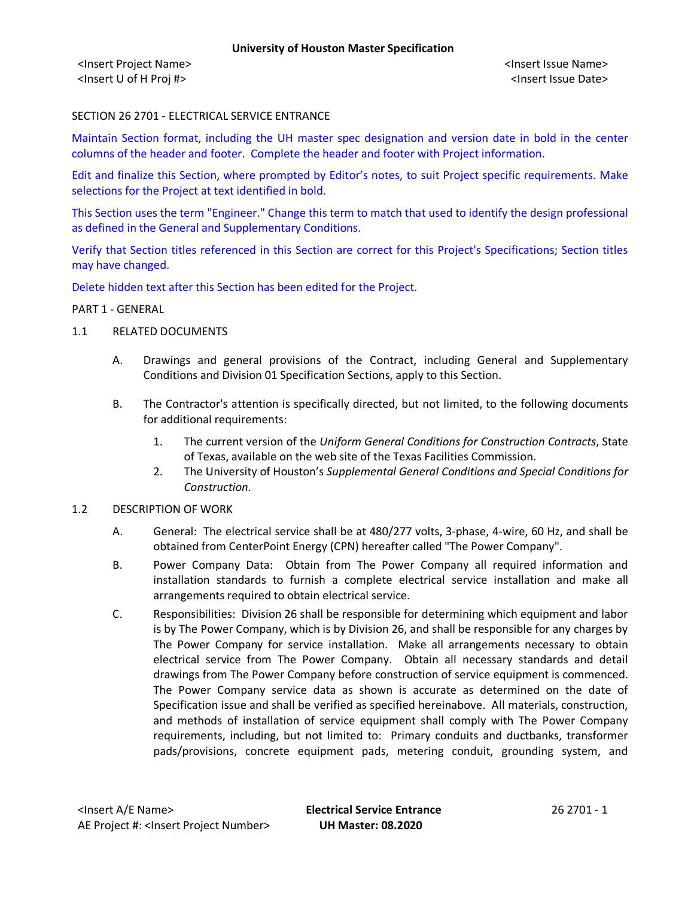SECTION 26 2701 - ELECTRICAL SERVICE ENTRANCE

Maintain Section format, including the UH master spec designation and version date in bold in the center columns of the header and footer. Complete the header and footer with Project information.

Edit and finalize this Section, where prompted by Editor's notes, to suit Project specific requirements. Make selections for the Project at text identified in bold.

This Section uses the term "Engineer." Change this term to match that used to identify the design professional as defined in the General and Supplementary Conditions.

Verify that Section titles referenced in this Section are correct for this Project's Specifications; Section titles may have changed.

Delete hidden text after this Section has been edited for the Project.

PART 1 - GENERAL

1.1 RELATED DOCUMENTS

A. Drawings and general provisions of the Contract, including General and Supplementary Conditions and Division 01 Specification Sections, apply to this Section.

B. The Contractor's attention is specifically directed, but not limited, to the following documents for additional requirements:

1. The current version of the *Uniform General Conditions for Construction Contracts*, State of Texas, available on the web site of the Texas Facilities Commission.
2. The University of Houston's *Supplemental General Conditions and Special Conditions for Construction.*

1.2 DESCRIPTION OF WORK

A. General: The electrical service shall be at 480/277 volts, 3-phase, 4-wire, 60 Hz, and shall be obtained from CenterPoint Energy (CPN) hereafter called "The Power Company".

B. Power Company Data: Obtain from The Power Company all required information and installation standards to furnish a complete electrical service installation and make all arrangements required to obtain electrical service.

C. Responsibilities: Division 26 shall be responsible for determining which equipment and labor is by The Power Company, which is by Division 26, and shall be responsible for any charges by The Power Company for service installation. Make all arrangements necessary to obtain electrical service from The Power Company. Obtain all necessary standards and detail drawings from The Power Company before construction of service equipment is commenced. The Power Company service data as shown is accurate as determined on the date of Specification issue and shall be verified as specified hereinabove. All materials, construction, and methods of installation of service equipment shall comply with The Power Company requirements, including, but not limited to: Primary conduits and ductbanks, transformer pads/provisions, concrete equipment pads, metering conduit, grounding system, and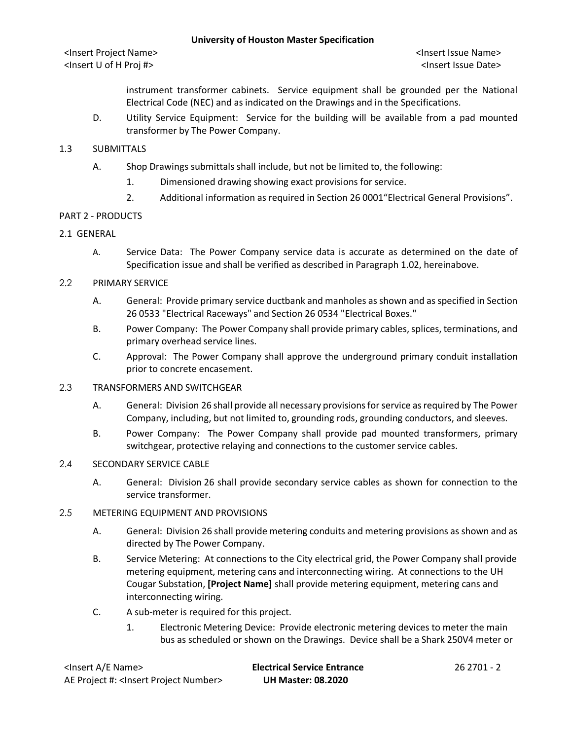instrument transformer cabinets. Service equipment shall be grounded per the National Electrical Code (NEC) and as indicated on the Drawings and in the Specifications.

D. Utility Service Equipment: Service for the building will be available from a pad mounted transformer by The Power Company.

## 1.3 SUBMITTALS

A. Shop Drawings submittals shall include, but not be limited to, the following:

1. Dimensioned drawing showing exact provisions for service.
2. Additional information as required in Section 26 0001"Electrical General Provisions".

# PART 2 - PRODUCTS

## 2.1 GENERAL

A. Service Data: The Power Company service data is accurate as determined on the date of Specification issue and shall be verified as described in Paragraph 1.02, hereinabove.

## 2.2 PRIMARY SERVICE

A. General: Provide primary service ductbank and manholes as shown and as specified in Section 26 0533 "Electrical Raceways" and Section 26 0534 "Electrical Boxes."

B. Power Company: The Power Company shall provide primary cables, splices, terminations, and primary overhead service lines.

C. Approval: The Power Company shall approve the underground primary conduit installation prior to concrete encasement.

## 2.3 TRANSFORMERS AND SWITCHGEAR

A. General: Division 26 shall provide all necessary provisions for service as required by The Power Company, including, but not limited to, grounding rods, grounding conductors, and sleeves.

B. Power Company: The Power Company shall provide pad mounted transformers, primary switchgear, protective relaying and connections to the customer service cables.

## 2.4 SECONDARY SERVICE CABLE

A. General: Division 26 shall provide secondary service cables as shown for connection to the service transformer.

## 2.5 METERING EQUIPMENT AND PROVISIONS

A. General: Division 26 shall provide metering conduits and metering provisions as shown and as directed by The Power Company.

B. Service Metering: At connections to the City electrical grid, the Power Company shall provide metering equipment, metering cans and interconnecting wiring. At connections to the UH Cougar Substation, **[Project Name]** shall provide metering equipment, metering cans and interconnecting wiring.

C. A sub-meter is required for this project.

1. Electronic Metering Device: Provide electronic metering devices to meter the main bus as scheduled or shown on the Drawings. Device shall be a Shark 250V4 meter or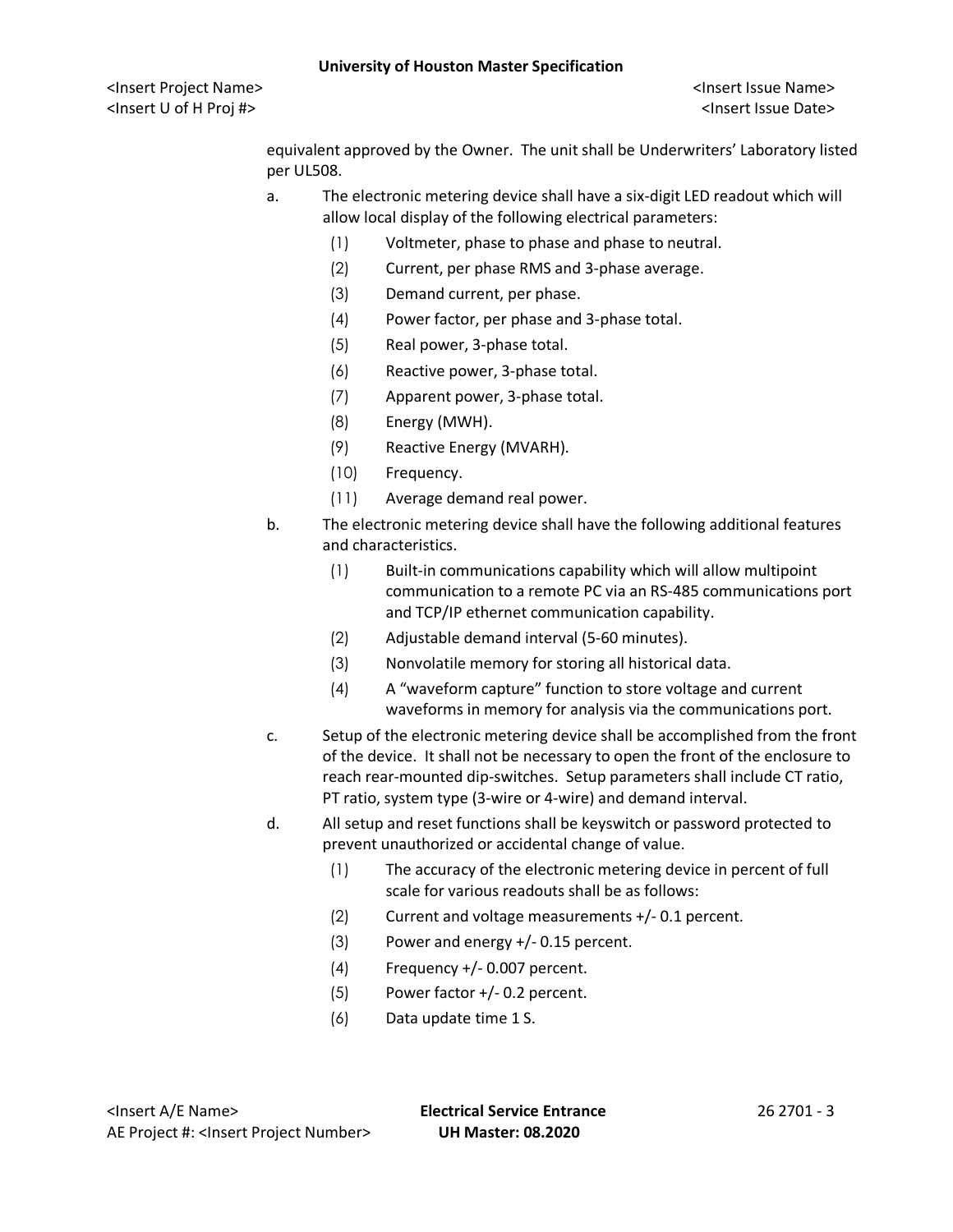equivalent approved by the Owner. The unit shall be Underwriters' Laboratory listed per UL508.

a. The electronic metering device shall have a six-digit LED readout which will allow local display of the following electrical parameters:

   (1) Voltmeter, phase to phase and phase to neutral.

   (2) Current, per phase RMS and 3-phase average.

   (3) Demand current, per phase.

   (4) Power factor, per phase and 3-phase total.

   (5) Real power, 3-phase total.

   (6) Reactive power, 3-phase total.

   (7) Apparent power, 3-phase total.

   (8) Energy (MWH).

   (9) Reactive Energy (MVARH).

   (10) Frequency.

   (11) Average demand real power.

b. The electronic metering device shall have the following additional features and characteristics.

   (1) Built-in communications capability which will allow multipoint communication to a remote PC via an RS-485 communications port and TCP/IP ethernet communication capability.

   (2) Adjustable demand interval (5-60 minutes).

   (3) Nonvolatile memory for storing all historical data.

   (4) A "waveform capture" function to store voltage and current waveforms in memory for analysis via the communications port.

c. Setup of the electronic metering device shall be accomplished from the front of the device. It shall not be necessary to open the front of the enclosure to reach rear-mounted dip-switches. Setup parameters shall include CT ratio, PT ratio, system type (3-wire or 4-wire) and demand interval.

d. All setup and reset functions shall be keyswitch or password protected to prevent unauthorized or accidental change of value.

   (1) The accuracy of the electronic metering device in percent of full scale for various readouts shall be as follows:

   (2) Current and voltage measurements +/- 0.1 percent.

   (3) Power and energy +/- 0.15 percent.

   (4) Frequency +/- 0.007 percent.

   (5) Power factor +/- 0.2 percent.

   (6) Data update time 1 S.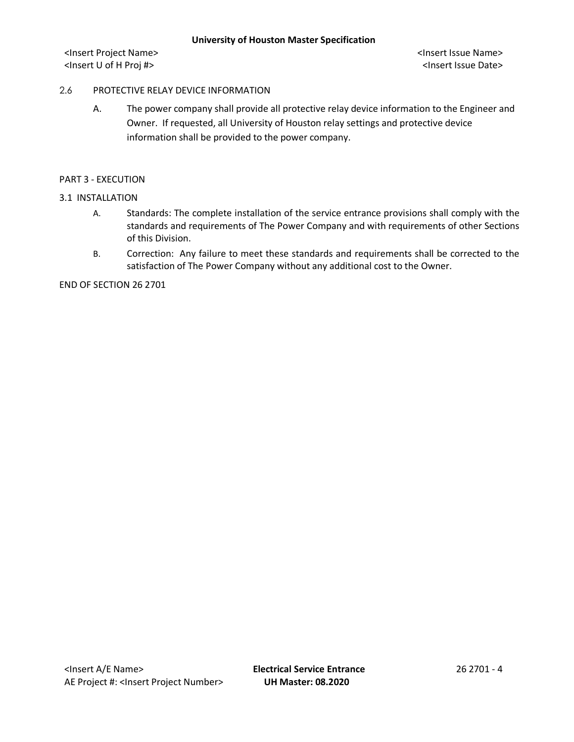## 2.6 PROTECTIVE RELAY DEVICE INFORMATION

A. The power company shall provide all protective relay device information to the Engineer and Owner. If requested, all University of Houston relay settings and protective device information shall be provided to the power company.

# PART 3 - EXECUTION

## 3.1 INSTALLATION

A. Standards: The complete installation of the service entrance provisions shall comply with the standards and requirements of The Power Company and with requirements of other Sections of this Division.

B. Correction: Any failure to meet these standards and requirements shall be corrected to the satisfaction of The Power Company without any additional cost to the Owner.

END OF SECTION 26 2701